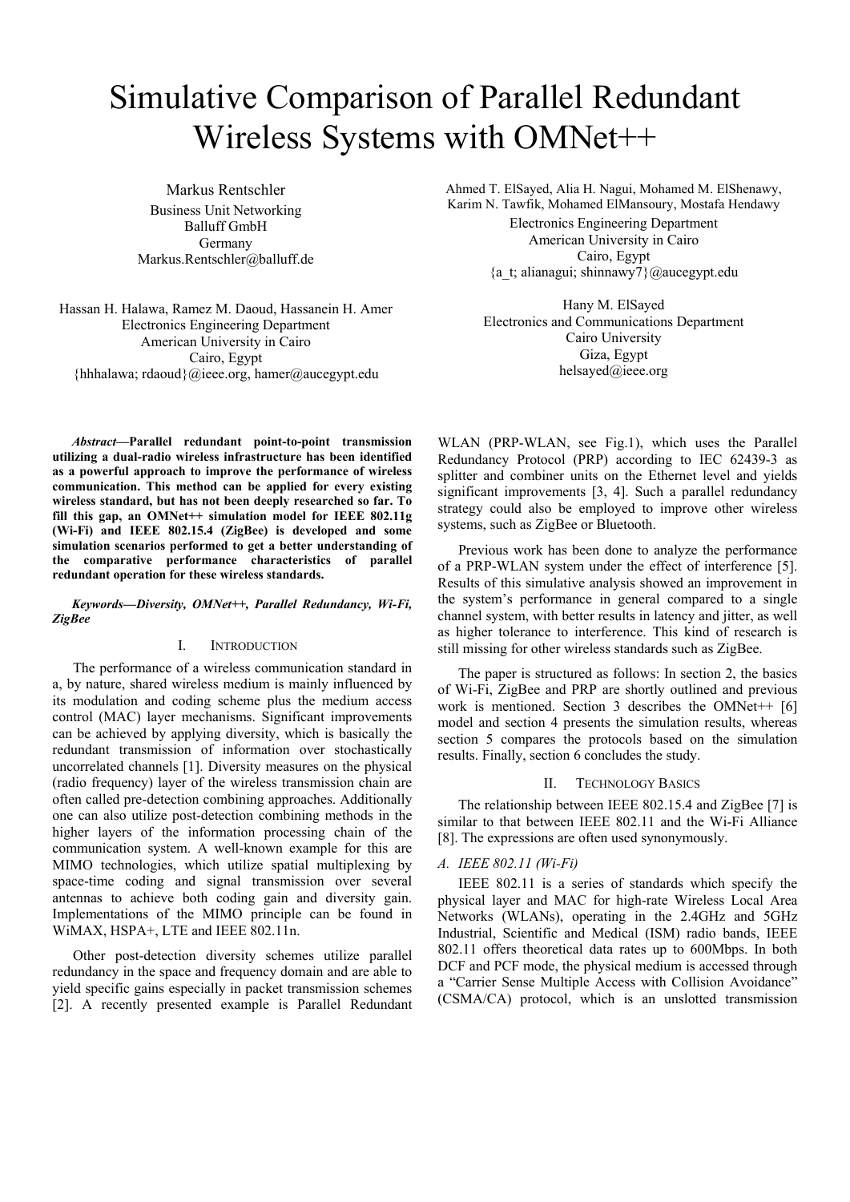# Simulative Comparison of Parallel Redundant Wireless Systems with OMNet++

Markus Rentschler
Business Unit Networking
Balluff GmbH
Germany
Markus.Rentschler@balluff.de

Ahmed T. ElSayed, Alia H. Nagui, Mohamed M. ElShenawy, Karim N. Tawfik, Mohamed ElMansoury, Mostafa Hendawy
Electronics Engineering Department
American University in Cairo
Cairo, Egypt
{a_t; alianagui; shinnawy7}@aucegypt.edu

Hassan H. Halawa, Ramez M. Daoud, Hassanein H. Amer
Electronics Engineering Department
American University in Cairo
Cairo, Egypt
{hhhalawa; rdaoud}@ieee.org, hamer@aucegypt.edu

Hany M. ElSayed
Electronics and Communications Department
Cairo University
Giza, Egypt
helsayed@ieee.org

***Abstract*—Parallel redundant point-to-point transmission utilizing a dual-radio wireless infrastructure has been identified as a powerful approach to improve the performance of wireless communication. This method can be applied for every existing wireless standard, but has not been deeply researched so far. To fill this gap, an OMNet++ simulation model for IEEE 802.11g (Wi-Fi) and IEEE 802.15.4 (ZigBee) is developed and some simulation scenarios performed to get a better understanding of the comparative performance characteristics of parallel redundant operation for these wireless standards.**

***Keywords—Diversity, OMNet++, Parallel Redundancy, Wi-Fi, ZigBee***

## I. Introduction

The performance of a wireless communication standard in a, by nature, shared wireless medium is mainly influenced by its modulation and coding scheme plus the medium access control (MAC) layer mechanisms. Significant improvements can be achieved by applying diversity, which is basically the redundant transmission of information over stochastically uncorrelated channels [1]. Diversity measures on the physical (radio frequency) layer of the wireless transmission chain are often called pre-detection combining approaches. Additionally one can also utilize post-detection combining methods in the higher layers of the information processing chain of the communication system. A well-known example for this are MIMO technologies, which utilize spatial multiplexing by space-time coding and signal transmission over several antennas to achieve both coding gain and diversity gain. Implementations of the MIMO principle can be found in WiMAX, HSPA+, LTE and IEEE 802.11n.

Other post-detection diversity schemes utilize parallel redundancy in the space and frequency domain and are able to yield specific gains especially in packet transmission schemes [2]. A recently presented example is Parallel Redundant WLAN (PRP-WLAN, see Fig.1), which uses the Parallel Redundancy Protocol (PRP) according to IEC 62439-3 as splitter and combiner units on the Ethernet level and yields significant improvements [3, 4]. Such a parallel redundancy strategy could also be employed to improve other wireless systems, such as ZigBee or Bluetooth.

Previous work has been done to analyze the performance of a PRP-WLAN system under the effect of interference [5]. Results of this simulative analysis showed an improvement in the system's performance in general compared to a single channel system, with better results in latency and jitter, as well as higher tolerance to interference. This kind of research is still missing for other wireless standards such as ZigBee.

The paper is structured as follows: In section 2, the basics of Wi-Fi, ZigBee and PRP are shortly outlined and previous work is mentioned. Section 3 describes the OMNet++ [6] model and section 4 presents the simulation results, whereas section 5 compares the protocols based on the simulation results. Finally, section 6 concludes the study.

## II. Technology Basics

The relationship between IEEE 802.15.4 and ZigBee [7] is similar to that between IEEE 802.11 and the Wi-Fi Alliance [8]. The expressions are often used synonymously.

### *A. IEEE 802.11 (Wi-Fi)*

IEEE 802.11 is a series of standards which specify the physical layer and MAC for high-rate Wireless Local Area Networks (WLANs), operating in the 2.4GHz and 5GHz Industrial, Scientific and Medical (ISM) radio bands, IEEE 802.11 offers theoretical data rates up to 600Mbps. In both DCF and PCF mode, the physical medium is accessed through a "Carrier Sense Multiple Access with Collision Avoidance" (CSMA/CA) protocol, which is an unslotted transmission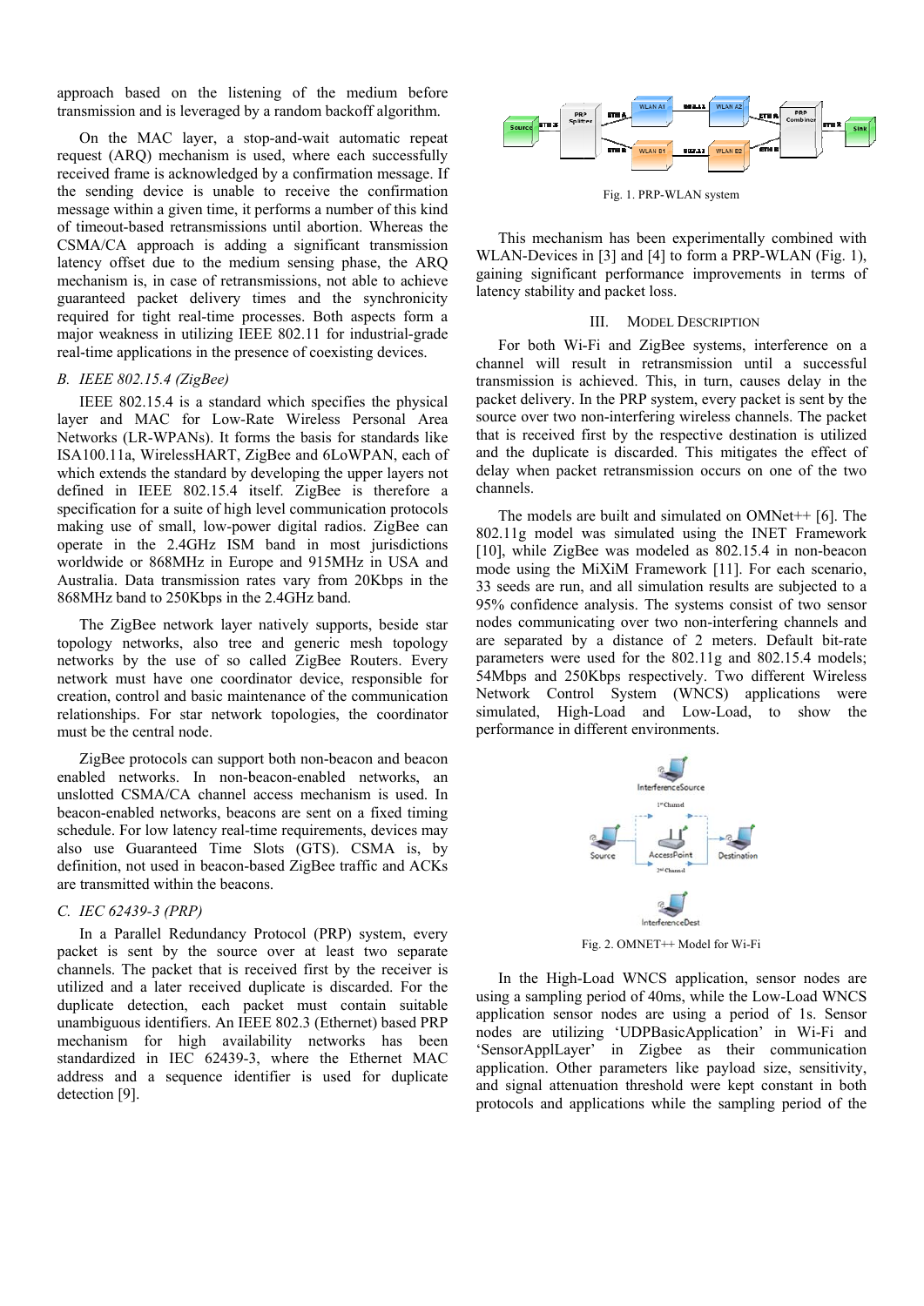approach based on the listening of the medium before transmission and is leveraged by a random backoff algorithm.

On the MAC layer, a stop-and-wait automatic repeat request (ARQ) mechanism is used, where each successfully received frame is acknowledged by a confirmation message. If the sending device is unable to receive the confirmation message within a given time, it performs a number of this kind of timeout-based retransmissions until abortion. Whereas the CSMA/CA approach is adding a significant transmission latency offset due to the medium sensing phase, the ARQ mechanism is, in case of retransmissions, not able to achieve guaranteed packet delivery times and the synchronicity required for tight real-time processes. Both aspects form a major weakness in utilizing IEEE 802.11 for industrial-grade real-time applications in the presence of coexisting devices.

### *B. IEEE 802.15.4 (ZigBee)*

IEEE 802.15.4 is a standard which specifies the physical layer and MAC for Low-Rate Wireless Personal Area Networks (LR-WPANs). It forms the basis for standards like ISA100.11a, WirelessHART, ZigBee and 6LoWPAN, each of which extends the standard by developing the upper layers not defined in IEEE 802.15.4 itself. ZigBee is therefore a specification for a suite of high level communication protocols making use of small, low-power digital radios. ZigBee can operate in the 2.4GHz ISM band in most jurisdictions worldwide or 868MHz in Europe and 915MHz in USA and Australia. Data transmission rates vary from 20Kbps in the 868MHz band to 250Kbps in the 2.4GHz band.

The ZigBee network layer natively supports, beside star topology networks, also tree and generic mesh topology networks by the use of so called ZigBee Routers. Every network must have one coordinator device, responsible for creation, control and basic maintenance of the communication relationships. For star network topologies, the coordinator must be the central node.

ZigBee protocols can support both non-beacon and beacon enabled networks. In non-beacon-enabled networks, an unslotted CSMA/CA channel access mechanism is used. In beacon-enabled networks, beacons are sent on a fixed timing schedule. For low latency real-time requirements, devices may also use Guaranteed Time Slots (GTS). CSMA is, by definition, not used in beacon-based ZigBee traffic and ACKs are transmitted within the beacons.

### *C. IEC 62439-3 (PRP)*

In a Parallel Redundancy Protocol (PRP) system, every packet is sent by the source over at least two separate channels. The packet that is received first by the receiver is utilized and a later received duplicate is discarded. For the duplicate detection, each packet must contain suitable unambiguous identifiers. An IEEE 802.3 (Ethernet) based PRP mechanism for high availability networks has been standardized in IEC 62439-3, where the Ethernet MAC address and a sequence identifier is used for duplicate detection [9].

Fig. 1. PRP-WLAN system

This mechanism has been experimentally combined with WLAN-Devices in [3] and [4] to form a PRP-WLAN (Fig. 1), gaining significant performance improvements in terms of latency stability and packet loss.

## III. MODEL DESCRIPTION

For both Wi-Fi and ZigBee systems, interference on a channel will result in retransmission until a successful transmission is achieved. This, in turn, causes delay in the packet delivery. In the PRP system, every packet is sent by the source over two non-interfering wireless channels. The packet that is received first by the respective destination is utilized and the duplicate is discarded. This mitigates the effect of delay when packet retransmission occurs on one of the two channels.

The models are built and simulated on OMNet++ [6]. The 802.11g model was simulated using the INET Framework [10], while ZigBee was modeled as 802.15.4 in non-beacon mode using the MiXiM Framework [11]. For each scenario, 33 seeds are run, and all simulation results are subjected to a 95% confidence analysis. The systems consist of two sensor nodes communicating over two non-interfering channels and are separated by a distance of 2 meters. Default bit-rate parameters were used for the 802.11g and 802.15.4 models; 54Mbps and 250Kbps respectively. Two different Wireless Network Control System (WNCS) applications were simulated, High-Load and Low-Load, to show the performance in different environments.

Fig. 2. OMNET++ Model for Wi-Fi

In the High-Load WNCS application, sensor nodes are using a sampling period of 40ms, while the Low-Load WNCS application sensor nodes are using a period of 1s. Sensor nodes are utilizing 'UDPBasicApplication' in Wi-Fi and 'SensorApplLayer' in Zigbee as their communication application. Other parameters like payload size, sensitivity, and signal attenuation threshold were kept constant in both protocols and applications while the sampling period of the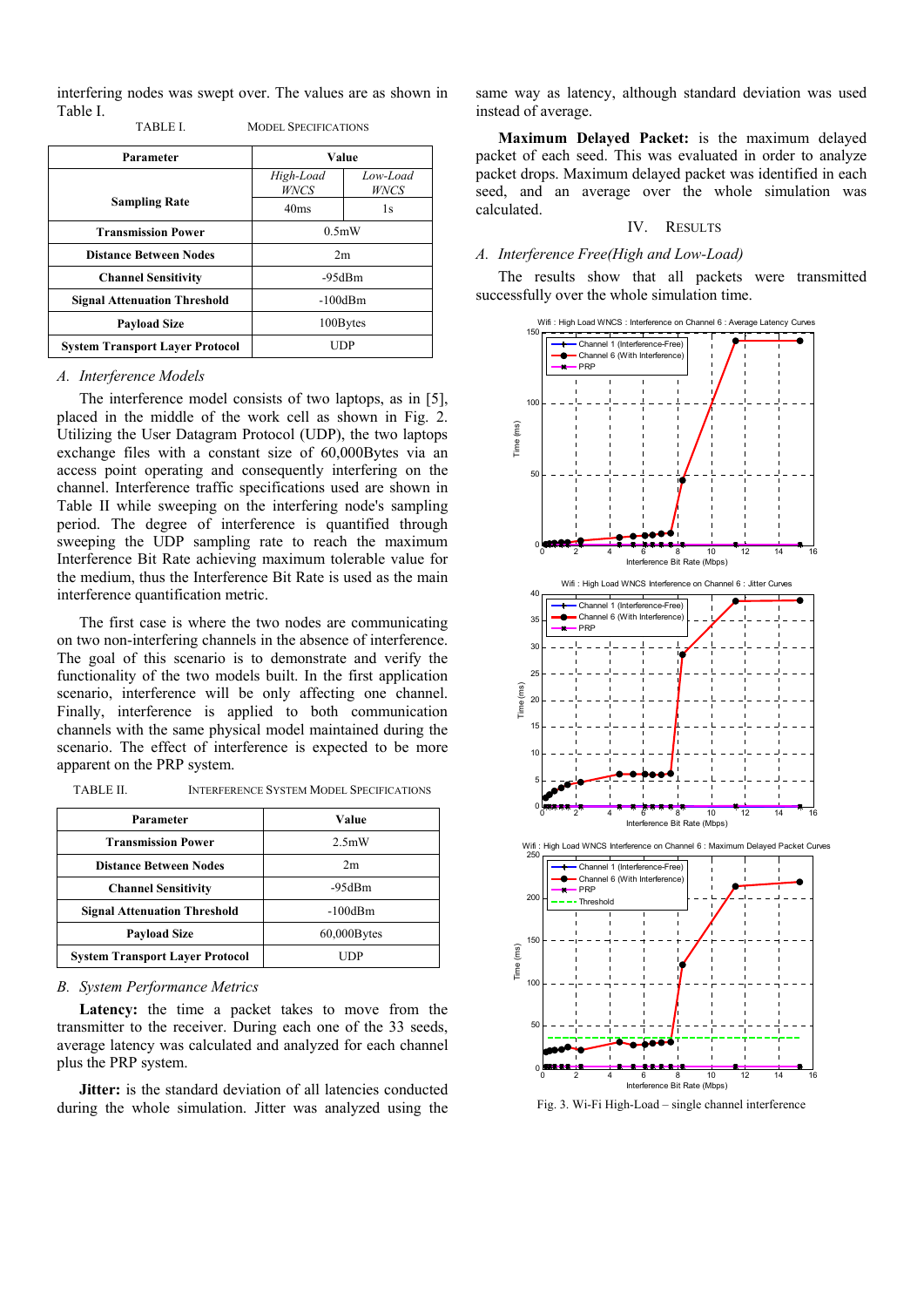interfering nodes was swept over. The values are as shown in Table I.

TABLE I. MODEL SPECIFICATIONS

| Parameter | Value | |
|---|---|---|
| | *High-Load WNCS* | *Low-Load WNCS* |
| **Sampling Rate** | 40ms | 1s |
| **Transmission Power** | 0.5mW | |
| **Distance Between Nodes** | 2m | |
| **Channel Sensitivity** | -95dBm | |
| **Signal Attenuation Threshold** | -100dBm | |
| **Payload Size** | 100Bytes | |
| **System Transport Layer Protocol** | UDP | |

### *A. Interference Models*

The interference model consists of two laptops, as in [5], placed in the middle of the work cell as shown in Fig. 2. Utilizing the User Datagram Protocol (UDP), the two laptops exchange files with a constant size of 60,000Bytes via an access point operating and consequently interfering on the channel. Interference traffic specifications used are shown in Table II while sweeping on the interfering node's sampling period. The degree of interference is quantified through sweeping the UDP sampling rate to reach the maximum Interference Bit Rate achieving maximum tolerable value for the medium, thus the Interference Bit Rate is used as the main interference quantification metric.

The first case is where the two nodes are communicating on two non-interfering channels in the absence of interference. The goal of this scenario is to demonstrate and verify the functionality of the two models built. In the first application scenario, interference will be only affecting one channel. Finally, interference is applied to both communication channels with the same physical model maintained during the scenario. The effect of interference is expected to be more apparent on the PRP system.

TABLE II. INTERFERENCE SYSTEM MODEL SPECIFICATIONS

| Parameter | Value |
|---|---|
| **Transmission Power** | 2.5mW |
| **Distance Between Nodes** | 2m |
| **Channel Sensitivity** | -95dBm |
| **Signal Attenuation Threshold** | -100dBm |
| **Payload Size** | 60,000Bytes |
| **System Transport Layer Protocol** | UDP |

### *B. System Performance Metrics*

**Latency:** the time a packet takes to move from the transmitter to the receiver. During each one of the 33 seeds, average latency was calculated and analyzed for each channel plus the PRP system.

**Jitter:** is the standard deviation of all latencies conducted during the whole simulation. Jitter was analyzed using the same way as latency, although standard deviation was used instead of average.

**Maximum Delayed Packet:** is the maximum delayed packet of each seed. This was evaluated in order to analyze packet drops. Maximum delayed packet was identified in each seed, and an average over the whole simulation was calculated.

## IV. RESULTS

### *A. Interference Free(High and Low-Load)*

The results show that all packets were transmitted successfully over the whole simulation time.

Fig. 3. Wi-Fi High-Load – single channel interference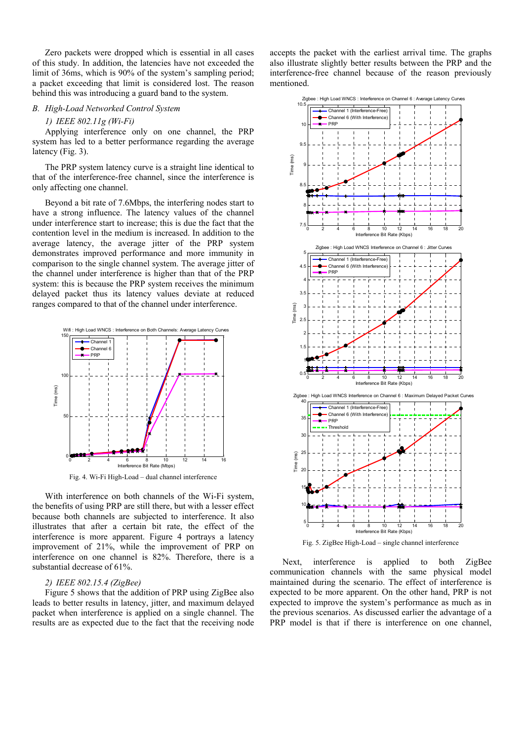Zero packets were dropped which is essential in all cases of this study. In addition, the latencies have not exceeded the limit of 36ms, which is 90% of the system's sampling period; a packet exceeding that limit is considered lost. The reason behind this was introducing a guard band to the system.

### B. High-Load Networked Control System

#### 1) IEEE 802.11g (Wi-Fi)

Applying interference only on one channel, the PRP system has led to a better performance regarding the average latency (Fig. 3).

The PRP system latency curve is a straight line identical to that of the interference-free channel, since the interference is only affecting one channel.

Beyond a bit rate of 7.6Mbps, the interfering nodes start to have a strong influence. The latency values of the channel under interference start to increase; this is due the fact that the contention level in the medium is increased. In addition to the average latency, the average jitter of the PRP system demonstrates improved performance and more immunity in comparison to the single channel system. The average jitter of the channel under interference is higher than that of the PRP system: this is because the PRP system receives the minimum delayed packet thus its latency values deviate at reduced ranges compared to that of the channel under interference.

Fig. 4. Wi-Fi High-Load – dual channel interference

With interference on both channels of the Wi-Fi system, the benefits of using PRP are still there, but with a lesser effect because both channels are subjected to interference. It also illustrates that after a certain bit rate, the effect of the interference is more apparent. Figure 4 portrays a latency improvement of 21%, while the improvement of PRP on interference on one channel is 82%. Therefore, there is a substantial decrease of 61%.

#### 2) IEEE 802.15.4 (ZigBee)

Figure 5 shows that the addition of PRP using ZigBee also leads to better results in latency, jitter, and maximum delayed packet when interference is applied on a single channel. The results are as expected due to the fact that the receiving node accepts the packet with the earliest arrival time. The graphs also illustrate slightly better results between the PRP and the interference-free channel because of the reason previously mentioned.

Fig. 5. ZigBee High-Load – single channel interference

Next, interference is applied to both ZigBee communication channels with the same physical model maintained during the scenario. The effect of interference is expected to be more apparent. On the other hand, PRP is not expected to improve the system's performance as much as in the previous scenarios. As discussed earlier the advantage of a PRP model is that if there is interference on one channel,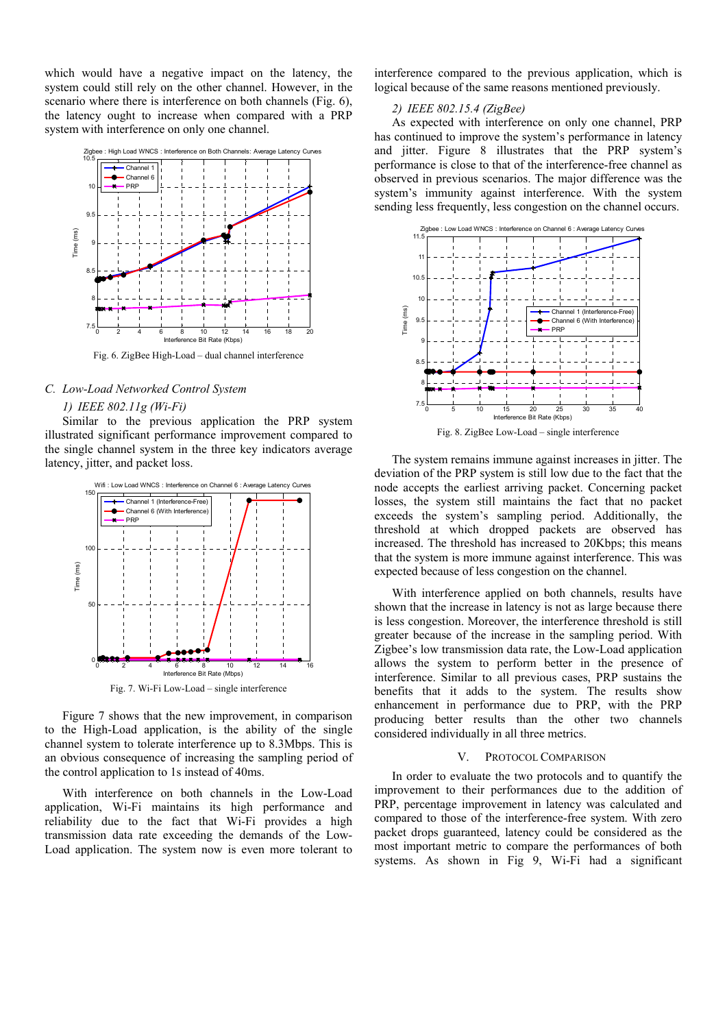which would have a negative impact on the latency, the system could still rely on the other channel. However, in the scenario where there is interference on both channels (Fig. 6), the latency ought to increase when compared with a PRP system with interference on only one channel.

Fig. 6. ZigBee High-Load – dual channel interference

### C. *Low-Load Networked Control System*

#### 1) *IEEE 802.11g (Wi-Fi)*

Similar to the previous application the PRP system illustrated significant performance improvement compared to the single channel system in the three key indicators average latency, jitter, and packet loss.

Fig. 7. Wi-Fi Low-Load – single interference

Figure 7 shows that the new improvement, in comparison to the High-Load application, is the ability of the single channel system to tolerate interference up to 8.3Mbps. This is an obvious consequence of increasing the sampling period of the control application to 1s instead of 40ms.

With interference on both channels in the Low-Load application, Wi-Fi maintains its high performance and reliability due to the fact that Wi-Fi provides a high transmission data rate exceeding the demands of the Low-Load application. The system now is even more tolerant to interference compared to the previous application, which is logical because of the same reasons mentioned previously.

#### 2) *IEEE 802.15.4 (ZigBee)*

As expected with interference on only one channel, PRP has continued to improve the system's performance in latency and jitter. Figure 8 illustrates that the PRP system's performance is close to that of the interference-free channel as observed in previous scenarios. The major difference was the system's immunity against interference. With the system sending less frequently, less congestion on the channel occurs.

Fig. 8. ZigBee Low-Load – single interference

The system remains immune against increases in jitter. The deviation of the PRP system is still low due to the fact that the node accepts the earliest arriving packet. Concerning packet losses, the system still maintains the fact that no packet exceeds the system's sampling period. Additionally, the threshold at which dropped packets are observed has increased. The threshold has increased to 20Kbps; this means that the system is more immune against interference. This was expected because of less congestion on the channel.

With interference applied on both channels, results have shown that the increase in latency is not as large because there is less congestion. Moreover, the interference threshold is still greater because of the increase in the sampling period. With Zigbee's low transmission data rate, the Low-Load application allows the system to perform better in the presence of interference. Similar to all previous cases, PRP sustains the benefits that it adds to the system. The results show enhancement in performance due to PRP, with the PRP producing better results than the other two channels considered individually in all three metrics.

## V. Protocol Comparison

In order to evaluate the two protocols and to quantify the improvement to their performances due to the addition of PRP, percentage improvement in latency was calculated and compared to those of the interference-free system. With zero packet drops guaranteed, latency could be considered as the most important metric to compare the performances of both systems. As shown in Fig 9, Wi-Fi had a significant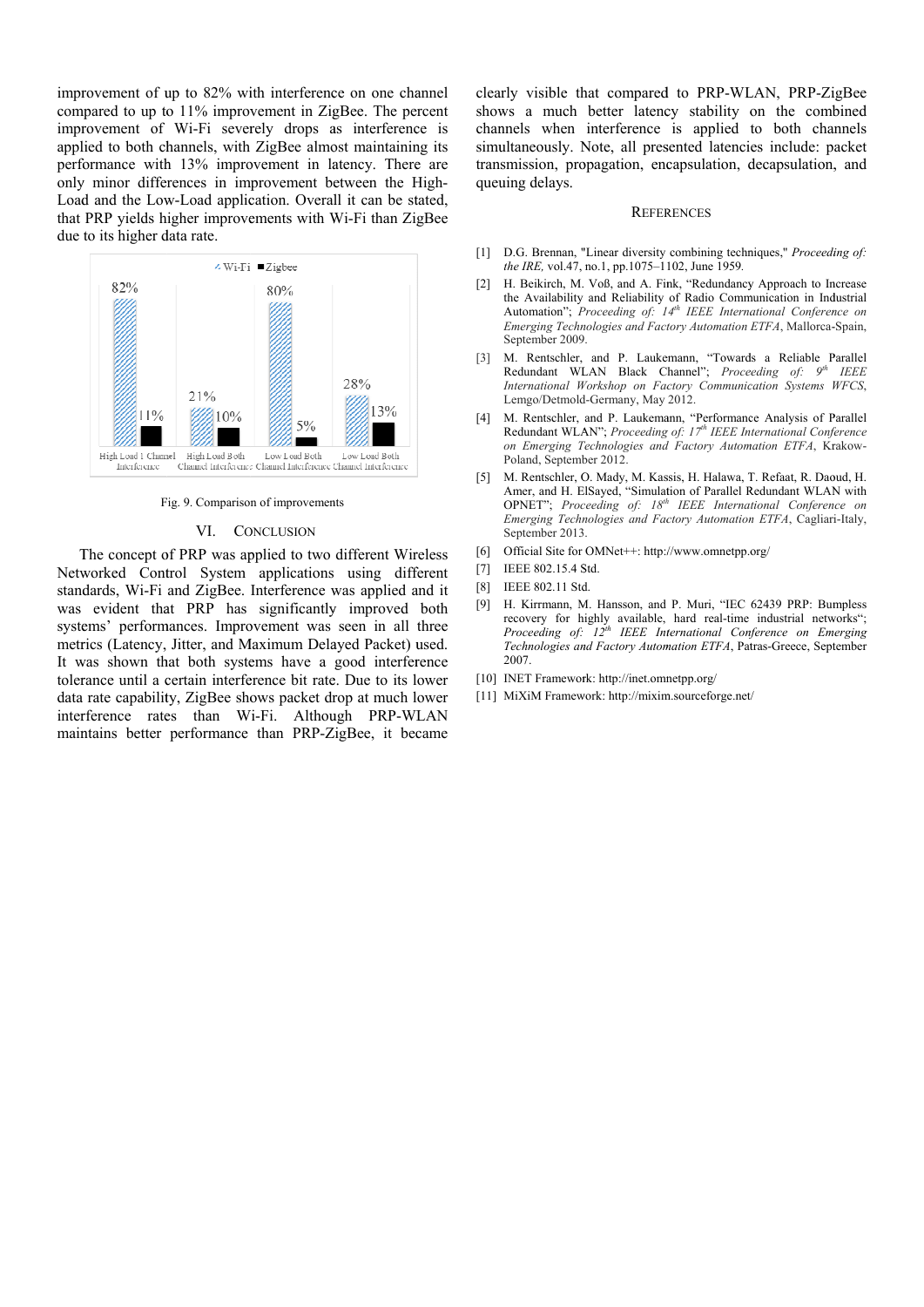improvement of up to 82% with interference on one channel compared to up to 11% improvement in ZigBee. The percent improvement of Wi-Fi severely drops as interference is applied to both channels, with ZigBee almost maintaining its performance with 13% improvement in latency. There are only minor differences in improvement between the High-Load and the Low-Load application. Overall it can be stated, that PRP yields higher improvements with Wi-Fi than ZigBee due to its higher data rate.

Wi-Fi ■ Zigbee

82%

11%

21%

10%

80%

5%

28%

13%

High Load 1 Channel Interference

High Load Both Channel Interference

Low Load Both Channel Interference

Low Load Both Channel Interference

Fig. 9. Comparison of improvements

## VI. Conclusion

The concept of PRP was applied to two different Wireless Networked Control System applications using different standards, Wi-Fi and ZigBee. Interference was applied and it was evident that PRP has significantly improved both systems' performances. Improvement was seen in all three metrics (Latency, Jitter, and Maximum Delayed Packet) used. It was shown that both systems have a good interference tolerance until a certain interference bit rate. Due to its lower data rate capability, ZigBee shows packet drop at much lower interference rates than Wi-Fi. Although PRP-WLAN maintains better performance than PRP-ZigBee, it became clearly visible that compared to PRP-WLAN, PRP-ZigBee shows a much better latency stability on the combined channels when interference is applied to both channels simultaneously. Note, all presented latencies include: packet transmission, propagation, encapsulation, decapsulation, and queuing delays.

## References

[1] D.G. Brennan, "Linear diversity combining techniques," *Proceeding of: the IRE,* vol.47, no.1, pp.1075–1102, June 1959.

[2] H. Beikirch, M. Voß, and A. Fink, "Redundancy Approach to Increase the Availability and Reliability of Radio Communication in Industrial Automation"; *Proceeding of: 14th IEEE International Conference on Emerging Technologies and Factory Automation ETFA*, Mallorca-Spain, September 2009.

[3] M. Rentschler, and P. Laukemann, "Towards a Reliable Parallel Redundant WLAN Black Channel"; *Proceeding of: 9th IEEE International Workshop on Factory Communication Systems WFCS*, Lemgo/Detmold-Germany, May 2012.

[4] M. Rentschler, and P. Laukemann, "Performance Analysis of Parallel Redundant WLAN"; *Proceeding of: 17th IEEE International Conference on Emerging Technologies and Factory Automation ETFA*, Krakow-Poland, September 2012.

[5] M. Rentschler, O. Mady, M. Kassis, H. Halawa, T. Refaat, R. Daoud, H. Amer, and H. ElSayed, "Simulation of Parallel Redundant WLAN with OPNET"; *Proceeding of: 18th IEEE International Conference on Emerging Technologies and Factory Automation ETFA*, Cagliari-Italy, September 2013.

[6] Official Site for OMNet++: http://www.omnetpp.org/

[7] IEEE 802.15.4 Std.

[8] IEEE 802.11 Std.

[9] H. Kirrmann, M. Hansson, and P. Muri, "IEC 62439 PRP: Bumpless recovery for highly available, hard real-time industrial networks"; *Proceeding of: 12th IEEE International Conference on Emerging Technologies and Factory Automation ETFA*, Patras-Greece, September 2007.

[10] INET Framework: http://inet.omnetpp.org/

[11] MiXiM Framework: http://mixim.sourceforge.net/